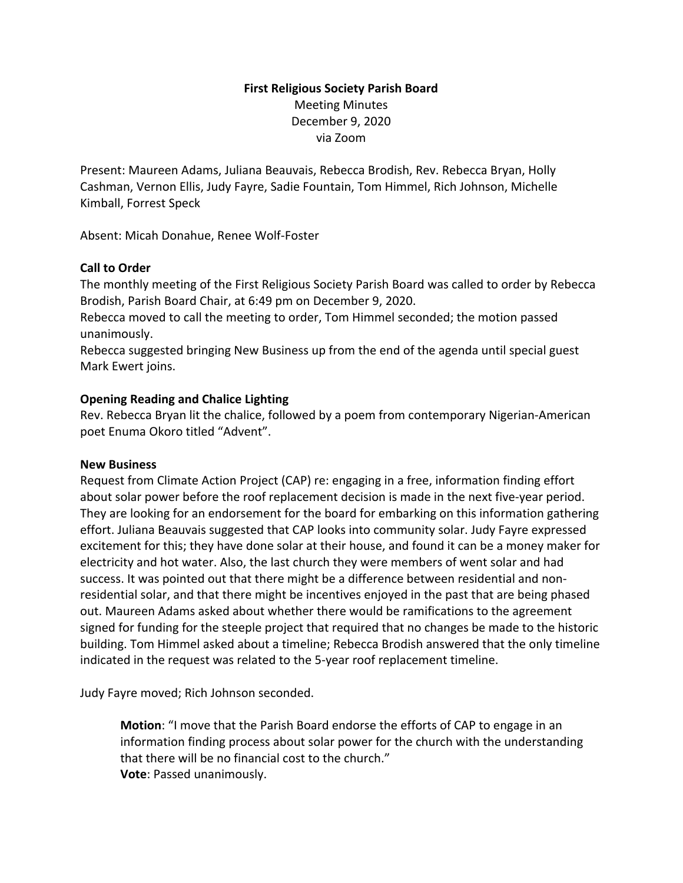**First Religious Society Parish Board**

Meeting Minutes

December 9, 2020

via Zoom

Present: Maureen Adams, Juliana Beauvais, Rebecca Brodish, Rev. Rebecca Bryan, Holly Cashman, Vernon Ellis, Judy Fayre, Sadie Fountain, Tom Himmel, Rich Johnson, Michelle Kimball, Forrest Speck

Absent: Micah Donahue, Renee Wolf-Foster

**Call to Order**

The monthly meeting of the First Religious Society Parish Board was called to order by Rebecca Brodish, Parish Board Chair, at 6:49 pm on December 9, 2020.

Rebecca moved to call the meeting to order, Tom Himmel seconded; the motion passed unanimously.

Rebecca suggested bringing New Business up from the end of the agenda until special guest Mark Ewert joins.

**Opening Reading and Chalice Lighting**

Rev. Rebecca Bryan lit the chalice, followed by a poem from contemporary Nigerian-American poet Enuma Okoro titled "Advent".

**New Business**

Request from Climate Action Project (CAP) re: engaging in a free, information finding effort about solar power before the roof replacement decision is made in the next five-year period. They are looking for an endorsement for the board for embarking on this information gathering effort. Juliana Beauvais suggested that CAP looks into community solar. Judy Fayre expressed excitement for this; they have done solar at their house, and found it can be a money maker for electricity and hot water. Also, the last church they were members of went solar and had success. It was pointed out that there might be a difference between residential and non-residential solar, and that there might be incentives enjoyed in the past that are being phased out. Maureen Adams asked about whether there would be ramifications to the agreement signed for funding for the steeple project that required that no changes be made to the historic building. Tom Himmel asked about a timeline; Rebecca Brodish answered that the only timeline indicated in the request was related to the 5-year roof replacement timeline.

Judy Fayre moved; Rich Johnson seconded.

> **Motion**: "I move that the Parish Board endorse the efforts of CAP to engage in an information finding process about solar power for the church with the understanding that there will be no financial cost to the church."
> **Vote**: Passed unanimously.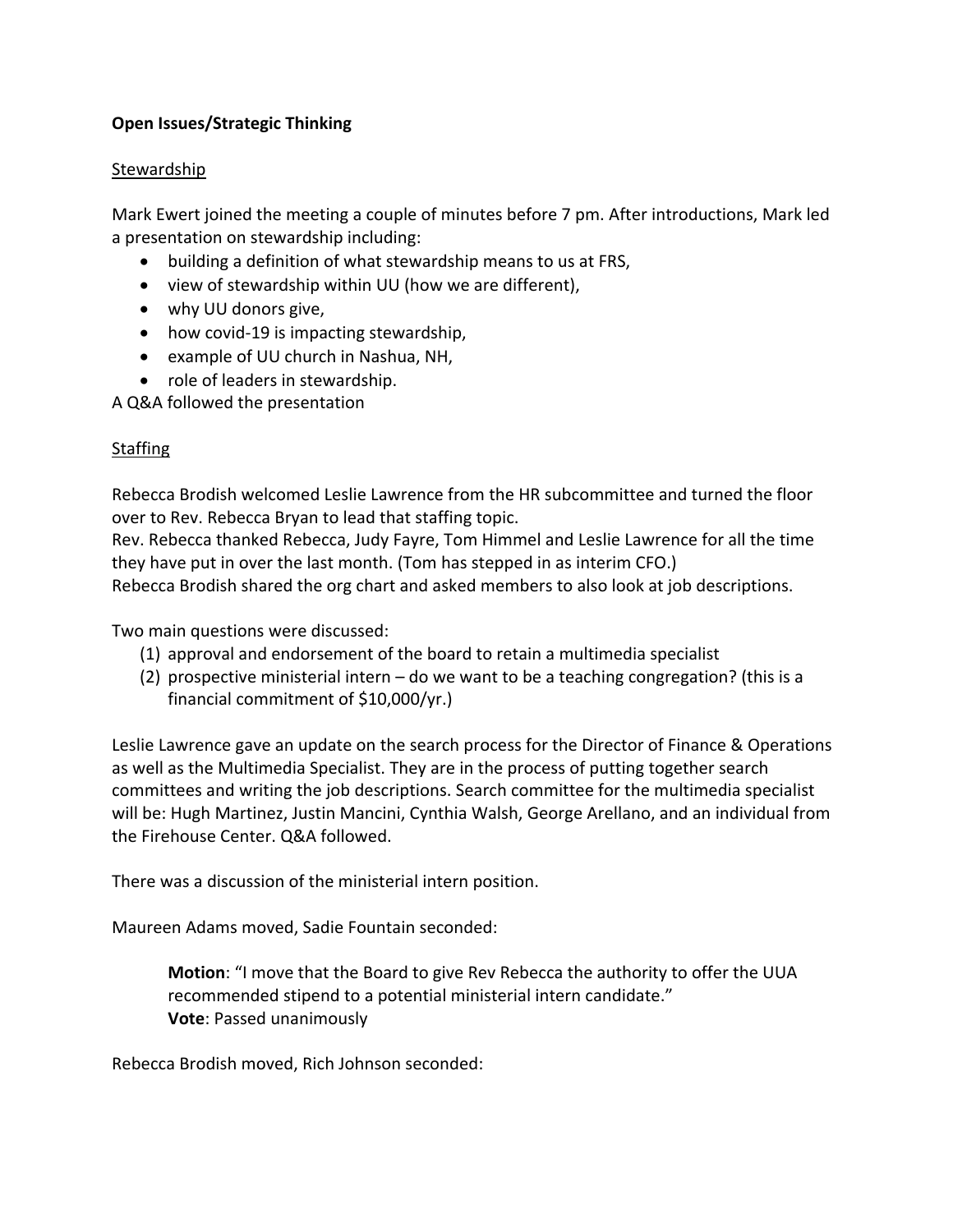**Open Issues/Strategic Thinking**

Stewardship

Mark Ewert joined the meeting a couple of minutes before 7 pm. After introductions, Mark led a presentation on stewardship including:

- building a definition of what stewardship means to us at FRS,
- view of stewardship within UU (how we are different),
- why UU donors give,
- how covid-19 is impacting stewardship,
- example of UU church in Nashua, NH,
- role of leaders in stewardship.

A Q&A followed the presentation

Staffing

Rebecca Brodish welcomed Leslie Lawrence from the HR subcommittee and turned the floor over to Rev. Rebecca Bryan to lead that staffing topic.
Rev. Rebecca thanked Rebecca, Judy Fayre, Tom Himmel and Leslie Lawrence for all the time they have put in over the last month. (Tom has stepped in as interim CFO.)
Rebecca Brodish shared the org chart and asked members to also look at job descriptions.

Two main questions were discussed:

(1) approval and endorsement of the board to retain a multimedia specialist
(2) prospective ministerial intern – do we want to be a teaching congregation? (this is a financial commitment of $10,000/yr.)

Leslie Lawrence gave an update on the search process for the Director of Finance & Operations as well as the Multimedia Specialist. They are in the process of putting together search committees and writing the job descriptions. Search committee for the multimedia specialist will be: Hugh Martinez, Justin Mancini, Cynthia Walsh, George Arellano, and an individual from the Firehouse Center. Q&A followed.

There was a discussion of the ministerial intern position.

Maureen Adams moved, Sadie Fountain seconded:

> **Motion**: "I move that the Board to give Rev Rebecca the authority to offer the UUA recommended stipend to a potential ministerial intern candidate."
> **Vote**: Passed unanimously

Rebecca Brodish moved, Rich Johnson seconded: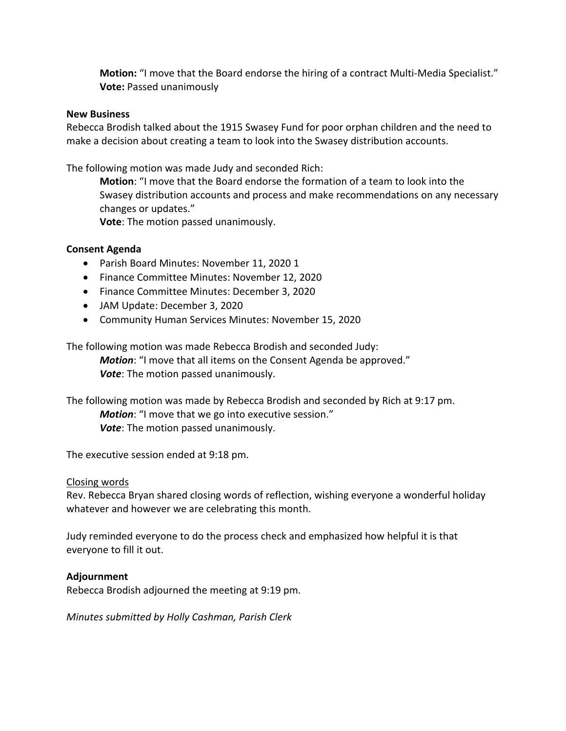**Motion:** "I move that the Board endorse the hiring of a contract Multi-Media Specialist."
**Vote:** Passed unanimously

**New Business**

Rebecca Brodish talked about the 1915 Swasey Fund for poor orphan children and the need to make a decision about creating a team to look into the Swasey distribution accounts.

The following motion was made Judy and seconded Rich:

**Motion**: "I move that the Board endorse the formation of a team to look into the Swasey distribution accounts and process and make recommendations on any necessary changes or updates."
**Vote**: The motion passed unanimously.

**Consent Agenda**

- Parish Board Minutes: November 11, 2020 1
- Finance Committee Minutes: November 12, 2020
- Finance Committee Minutes: December 3, 2020
- JAM Update: December 3, 2020
- Community Human Services Minutes: November 15, 2020

The following motion was made Rebecca Brodish and seconded Judy:

***Motion***: "I move that all items on the Consent Agenda be approved."
***Vote***: The motion passed unanimously.

The following motion was made by Rebecca Brodish and seconded by Rich at 9:17 pm.

***Motion***: "I move that we go into executive session."
***Vote***: The motion passed unanimously.

The executive session ended at 9:18 pm.

<u>Closing words</u>

Rev. Rebecca Bryan shared closing words of reflection, wishing everyone a wonderful holiday whatever and however we are celebrating this month.

Judy reminded everyone to do the process check and emphasized how helpful it is that everyone to fill it out.

**Adjournment**

Rebecca Brodish adjourned the meeting at 9:19 pm.

*Minutes submitted by Holly Cashman, Parish Clerk*